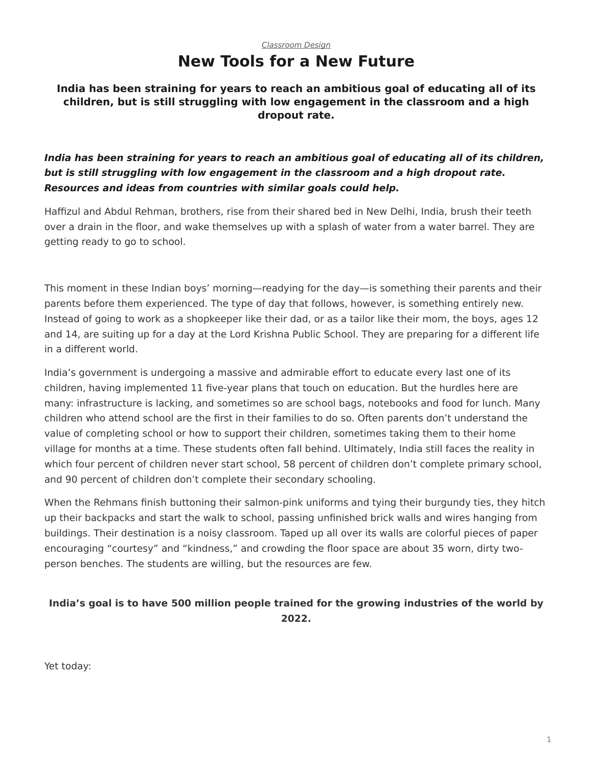*Classroom Design*

# New Tools for a New Future

**India has been straining for years to reach an ambitious goal of educating all of its children, but is still struggling with low engagement in the classroom and a high dropout rate.**

***India has been straining for years to reach an ambitious goal of educating all of its children, but is still struggling with low engagement in the classroom and a high dropout rate. Resources and ideas from countries with similar goals could help.***

Haffizul and Abdul Rehman, brothers, rise from their shared bed in New Delhi, India, brush their teeth over a drain in the floor, and wake themselves up with a splash of water from a water barrel. They are getting ready to go to school.

This moment in these Indian boys' morning—readying for the day—is something their parents and their parents before them experienced. The type of day that follows, however, is something entirely new. Instead of going to work as a shopkeeper like their dad, or as a tailor like their mom, the boys, ages 12 and 14, are suiting up for a day at the Lord Krishna Public School. They are preparing for a different life in a different world.

India's government is undergoing a massive and admirable effort to educate every last one of its children, having implemented 11 five-year plans that touch on education. But the hurdles here are many: infrastructure is lacking, and sometimes so are school bags, notebooks and food for lunch. Many children who attend school are the first in their families to do so. Often parents don't understand the value of completing school or how to support their children, sometimes taking them to their home village for months at a time. These students often fall behind. Ultimately, India still faces the reality in which four percent of children never start school, 58 percent of children don't complete primary school, and 90 percent of children don't complete their secondary schooling.

When the Rehmans finish buttoning their salmon-pink uniforms and tying their burgundy ties, they hitch up their backpacks and start the walk to school, passing unfinished brick walls and wires hanging from buildings. Their destination is a noisy classroom. Taped up all over its walls are colorful pieces of paper encouraging "courtesy" and "kindness," and crowding the floor space are about 35 worn, dirty two-person benches. The students are willing, but the resources are few.

**India's goal is to have 500 million people trained for the growing industries of the world by 2022.**

Yet today: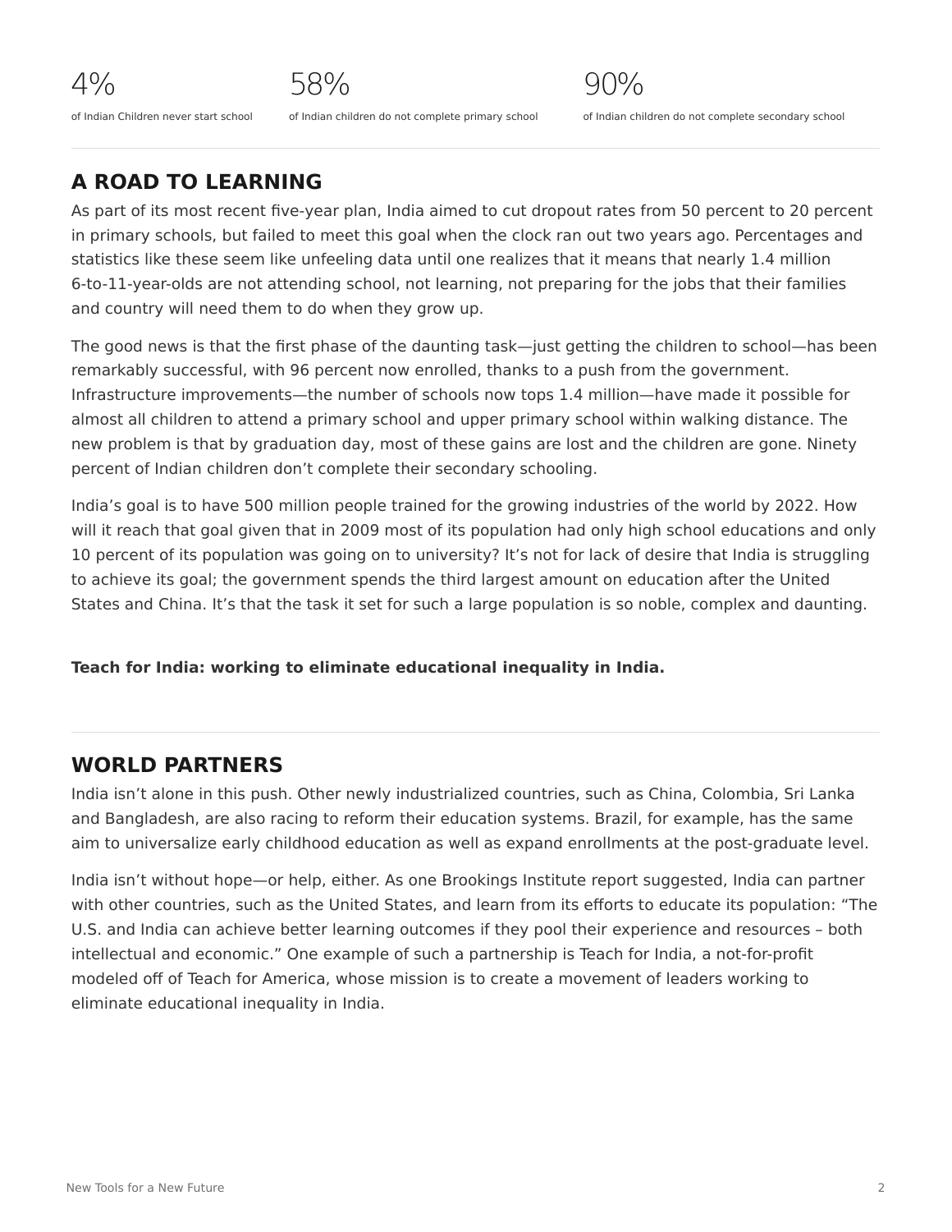4%

of Indian Children never start school

58%

of Indian children do not complete primary school

90%

of Indian children do not complete secondary school

---

## A ROAD TO LEARNING

As part of its most recent five-year plan, India aimed to cut dropout rates from 50 percent to 20 percent in primary schools, but failed to meet this goal when the clock ran out two years ago. Percentages and statistics like these seem like unfeeling data until one realizes that it means that nearly 1.4 million 6-to-11-year-olds are not attending school, not learning, not preparing for the jobs that their families and country will need them to do when they grow up.

The good news is that the first phase of the daunting task—just getting the children to school—has been remarkably successful, with 96 percent now enrolled, thanks to a push from the government. Infrastructure improvements—the number of schools now tops 1.4 million—have made it possible for almost all children to attend a primary school and upper primary school within walking distance. The new problem is that by graduation day, most of these gains are lost and the children are gone. Ninety percent of Indian children don't complete their secondary schooling.

India's goal is to have 500 million people trained for the growing industries of the world by 2022. How will it reach that goal given that in 2009 most of its population had only high school educations and only 10 percent of its population was going on to university? It's not for lack of desire that India is struggling to achieve its goal; the government spends the third largest amount on education after the United States and China. It's that the task it set for such a large population is so noble, complex and daunting.

**Teach for India: working to eliminate educational inequality in India.**

---

## WORLD PARTNERS

India isn't alone in this push. Other newly industrialized countries, such as China, Colombia, Sri Lanka and Bangladesh, are also racing to reform their education systems. Brazil, for example, has the same aim to universalize early childhood education as well as expand enrollments at the post-graduate level.

India isn't without hope—or help, either. As one Brookings Institute report suggested, India can partner with other countries, such as the United States, and learn from its efforts to educate its population: "The U.S. and India can achieve better learning outcomes if they pool their experience and resources – both intellectual and economic." One example of such a partnership is Teach for India, a not-for-profit modeled off of Teach for America, whose mission is to create a movement of leaders working to eliminate educational inequality in India.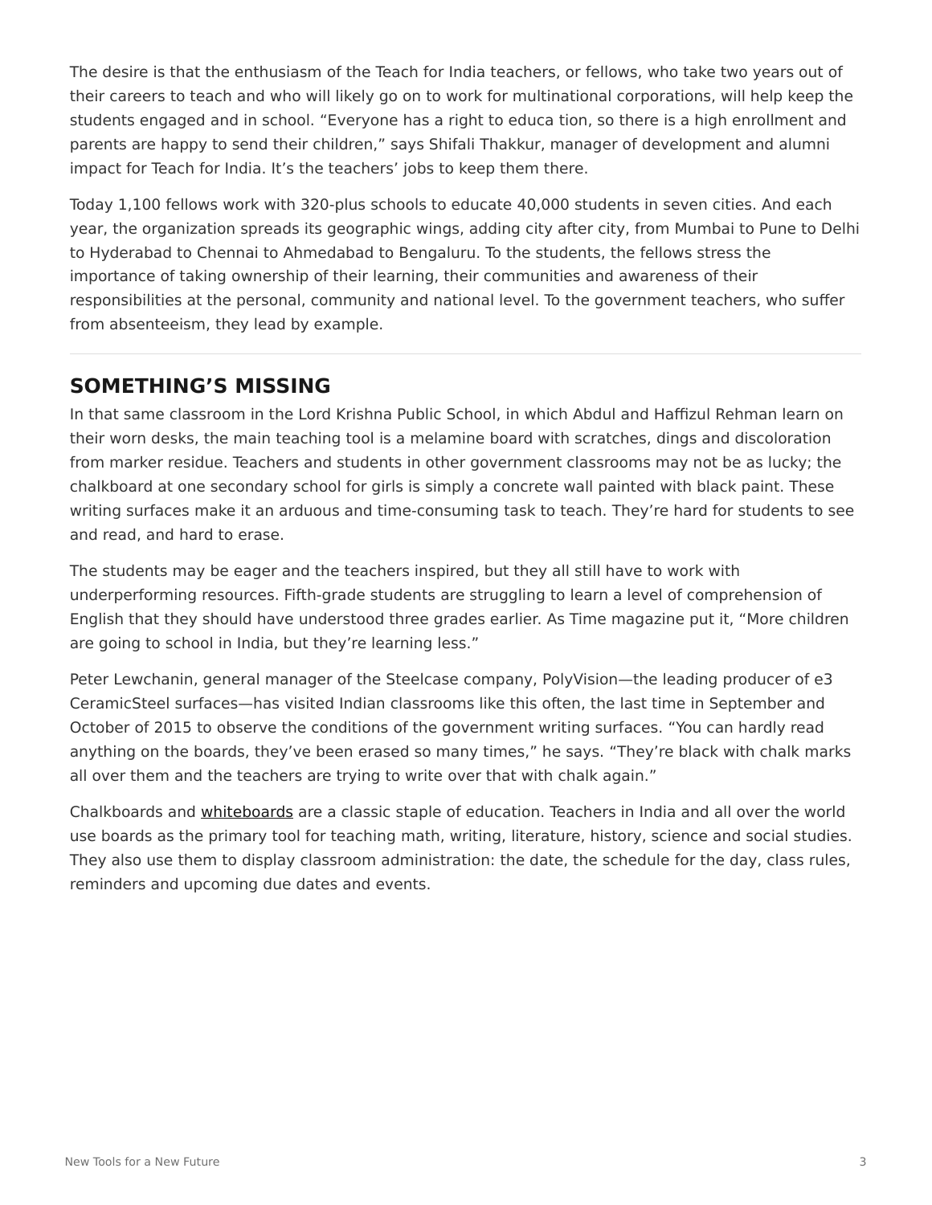The desire is that the enthusiasm of the Teach for India teachers, or fellows, who take two years out of their careers to teach and who will likely go on to work for multinational corporations, will help keep the students engaged and in school. "Everyone has a right to educa tion, so there is a high enrollment and parents are happy to send their children," says Shifali Thakkur, manager of development and alumni impact for Teach for India. It's the teachers' jobs to keep them there.

Today 1,100 fellows work with 320-plus schools to educate 40,000 students in seven cities. And each year, the organization spreads its geographic wings, adding city after city, from Mumbai to Pune to Delhi to Hyderabad to Chennai to Ahmedabad to Bengaluru. To the students, the fellows stress the importance of taking ownership of their learning, their communities and awareness of their responsibilities at the personal, community and national level. To the government teachers, who suffer from absenteeism, they lead by example.

---

## SOMETHING'S MISSING

In that same classroom in the Lord Krishna Public School, in which Abdul and Haffizul Rehman learn on their worn desks, the main teaching tool is a melamine board with scratches, dings and discoloration from marker residue. Teachers and students in other government classrooms may not be as lucky; the chalkboard at one secondary school for girls is simply a concrete wall painted with black paint. These writing surfaces make it an arduous and time-consuming task to teach. They're hard for students to see and read, and hard to erase.

The students may be eager and the teachers inspired, but they all still have to work with underperforming resources. Fifth-grade students are struggling to learn a level of comprehension of English that they should have understood three grades earlier. As Time magazine put it, "More children are going to school in India, but they're learning less."

Peter Lewchanin, general manager of the Steelcase company, PolyVision—the leading producer of e3 CeramicSteel surfaces—has visited Indian classrooms like this often, the last time in September and October of 2015 to observe the conditions of the government writing surfaces. "You can hardly read anything on the boards, they've been erased so many times," he says. "They're black with chalk marks all over them and the teachers are trying to write over that with chalk again."

Chalkboards and whiteboards are a classic staple of education. Teachers in India and all over the world use boards as the primary tool for teaching math, writing, literature, history, science and social studies. They also use them to display classroom administration: the date, the schedule for the day, class rules, reminders and upcoming due dates and events.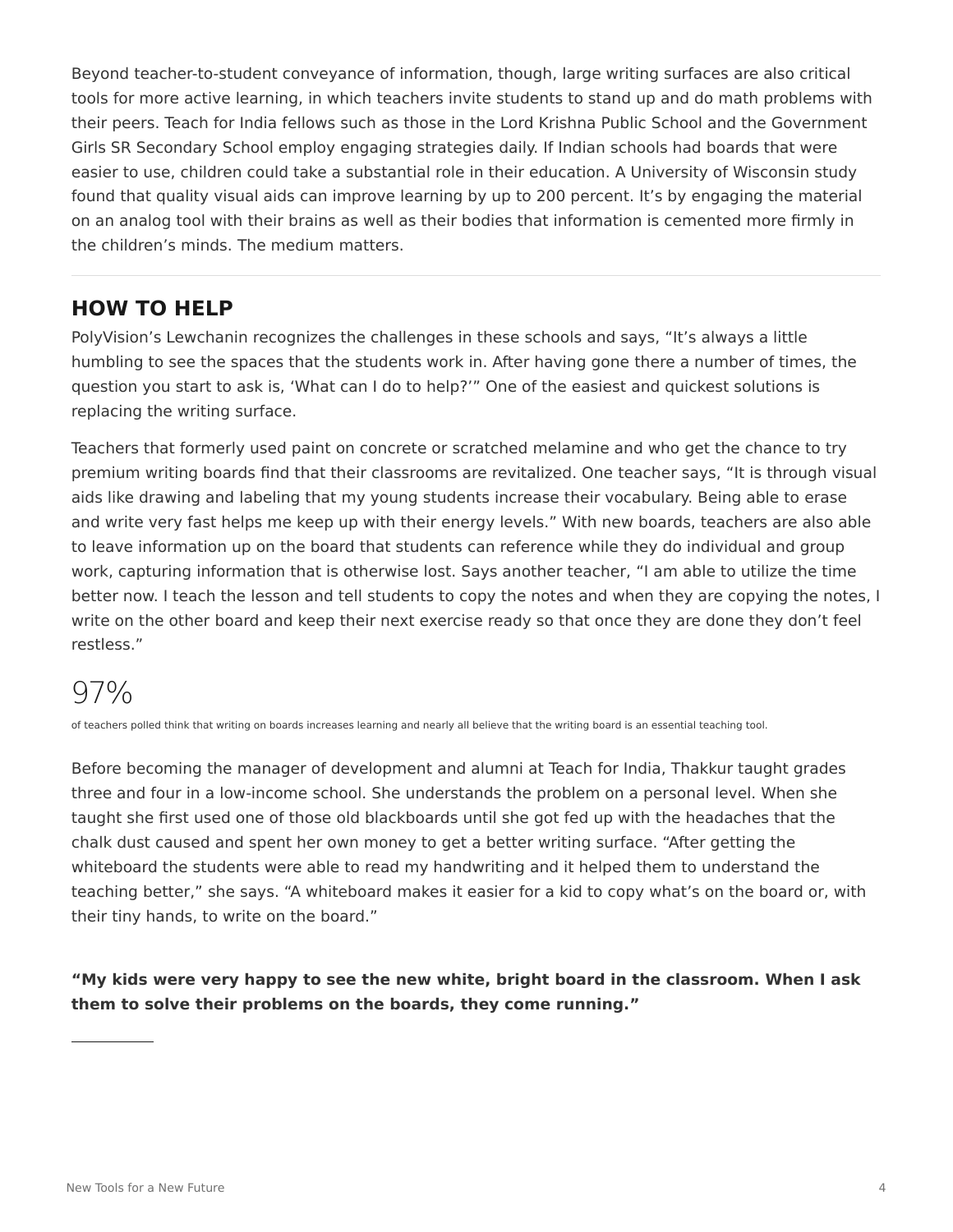Beyond teacher-to-student conveyance of information, though, large writing surfaces are also critical tools for more active learning, in which teachers invite students to stand up and do math problems with their peers. Teach for India fellows such as those in the Lord Krishna Public School and the Government Girls SR Secondary School employ engaging strategies daily. If Indian schools had boards that were easier to use, children could take a substantial role in their education. A University of Wisconsin study found that quality visual aids can improve learning by up to 200 percent. It's by engaging the material on an analog tool with their brains as well as their bodies that information is cemented more firmly in the children's minds. The medium matters.

---

## HOW TO HELP

PolyVision's Lewchanin recognizes the challenges in these schools and says, "It's always a little humbling to see the spaces that the students work in. After having gone there a number of times, the question you start to ask is, 'What can I do to help?'" One of the easiest and quickest solutions is replacing the writing surface.

Teachers that formerly used paint on concrete or scratched melamine and who get the chance to try premium writing boards find that their classrooms are revitalized. One teacher says, "It is through visual aids like drawing and labeling that my young students increase their vocabulary. Being able to erase and write very fast helps me keep up with their energy levels." With new boards, teachers are also able to leave information up on the board that students can reference while they do individual and group work, capturing information that is otherwise lost. Says another teacher, "I am able to utilize the time better now. I teach the lesson and tell students to copy the notes and when they are copying the notes, I write on the other board and keep their next exercise ready so that once they are done they don't feel restless."

97%

of teachers polled think that writing on boards increases learning and nearly all believe that the writing board is an essential teaching tool.

Before becoming the manager of development and alumni at Teach for India, Thakkur taught grades three and four in a low-income school. She understands the problem on a personal level. When she taught she first used one of those old blackboards until she got fed up with the headaches that the chalk dust caused and spent her own money to get a better writing surface. "After getting the whiteboard the students were able to read my handwriting and it helped them to understand the teaching better," she says. "A whiteboard makes it easier for a kid to copy what's on the board or, with their tiny hands, to write on the board."

**"My kids were very happy to see the new white, bright board in the classroom. When I ask them to solve their problems on the boards, they come running."**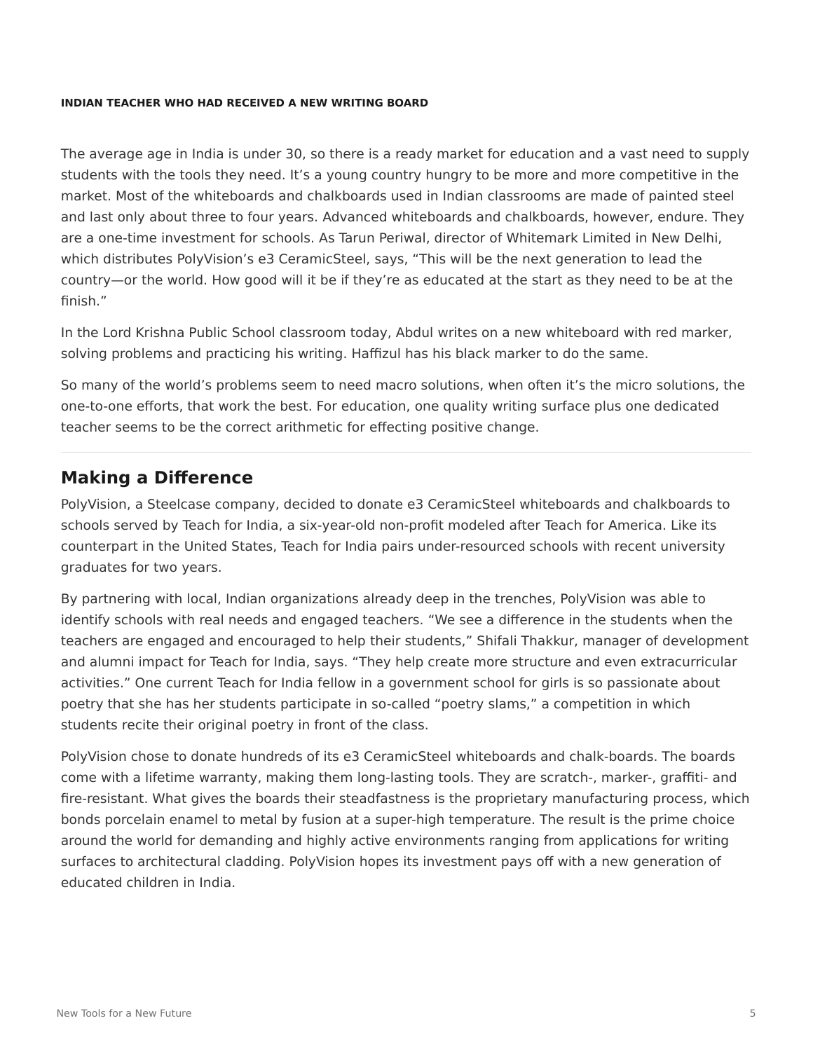**INDIAN TEACHER WHO HAD RECEIVED A NEW WRITING BOARD**

The average age in India is under 30, so there is a ready market for education and a vast need to supply students with the tools they need. It's a young country hungry to be more and more competitive in the market. Most of the whiteboards and chalkboards used in Indian classrooms are made of painted steel and last only about three to four years. Advanced whiteboards and chalkboards, however, endure. They are a one-time investment for schools. As Tarun Periwal, director of Whitemark Limited in New Delhi, which distributes PolyVision's e3 CeramicSteel, says, "This will be the next generation to lead the country—or the world. How good will it be if they're as educated at the start as they need to be at the finish."

In the Lord Krishna Public School classroom today, Abdul writes on a new whiteboard with red marker, solving problems and practicing his writing. Haffizul has his black marker to do the same.

So many of the world's problems seem to need macro solutions, when often it's the micro solutions, the one-to-one efforts, that work the best. For education, one quality writing surface plus one dedicated teacher seems to be the correct arithmetic for effecting positive change.

---

## Making a Difference

PolyVision, a Steelcase company, decided to donate e3 CeramicSteel whiteboards and chalkboards to schools served by Teach for India, a six-year-old non-profit modeled after Teach for America. Like its counterpart in the United States, Teach for India pairs under-resourced schools with recent university graduates for two years.

By partnering with local, Indian organizations already deep in the trenches, PolyVision was able to identify schools with real needs and engaged teachers. "We see a difference in the students when the teachers are engaged and encouraged to help their students," Shifali Thakkur, manager of development and alumni impact for Teach for India, says. "They help create more structure and even extracurricular activities." One current Teach for India fellow in a government school for girls is so passionate about poetry that she has her students participate in so-called "poetry slams," a competition in which students recite their original poetry in front of the class.

PolyVision chose to donate hundreds of its e3 CeramicSteel whiteboards and chalk-boards. The boards come with a lifetime warranty, making them long-lasting tools. They are scratch-, marker-, graffiti- and fire-resistant. What gives the boards their steadfastness is the proprietary manufacturing process, which bonds porcelain enamel to metal by fusion at a super-high temperature. The result is the prime choice around the world for demanding and highly active environments ranging from applications for writing surfaces to architectural cladding. PolyVision hopes its investment pays off with a new generation of educated children in India.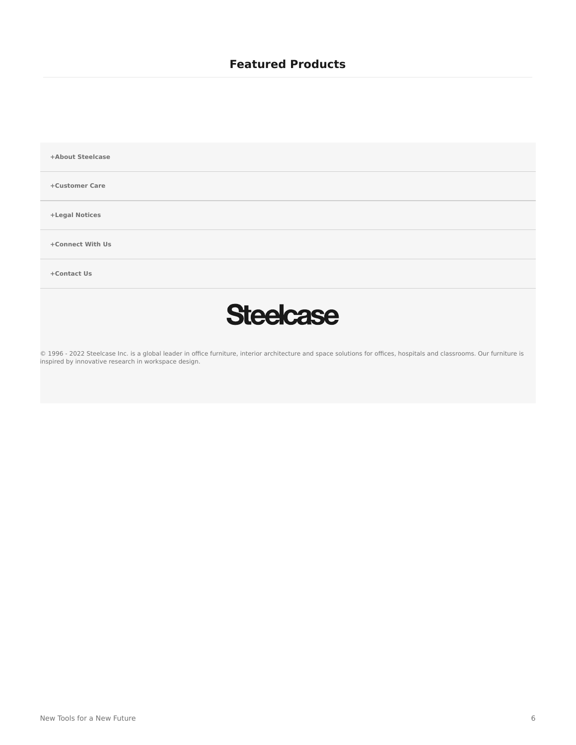## Featured Products

**+About Steelcase**

**+Customer Care**

**+Legal Notices**

**+Connect With Us**

**+Contact Us**

Steelcase

© 1996 - 2022 Steelcase Inc. is a global leader in office furniture, interior architecture and space solutions for offices, hospitals and classrooms. Our furniture is inspired by innovative research in workspace design.